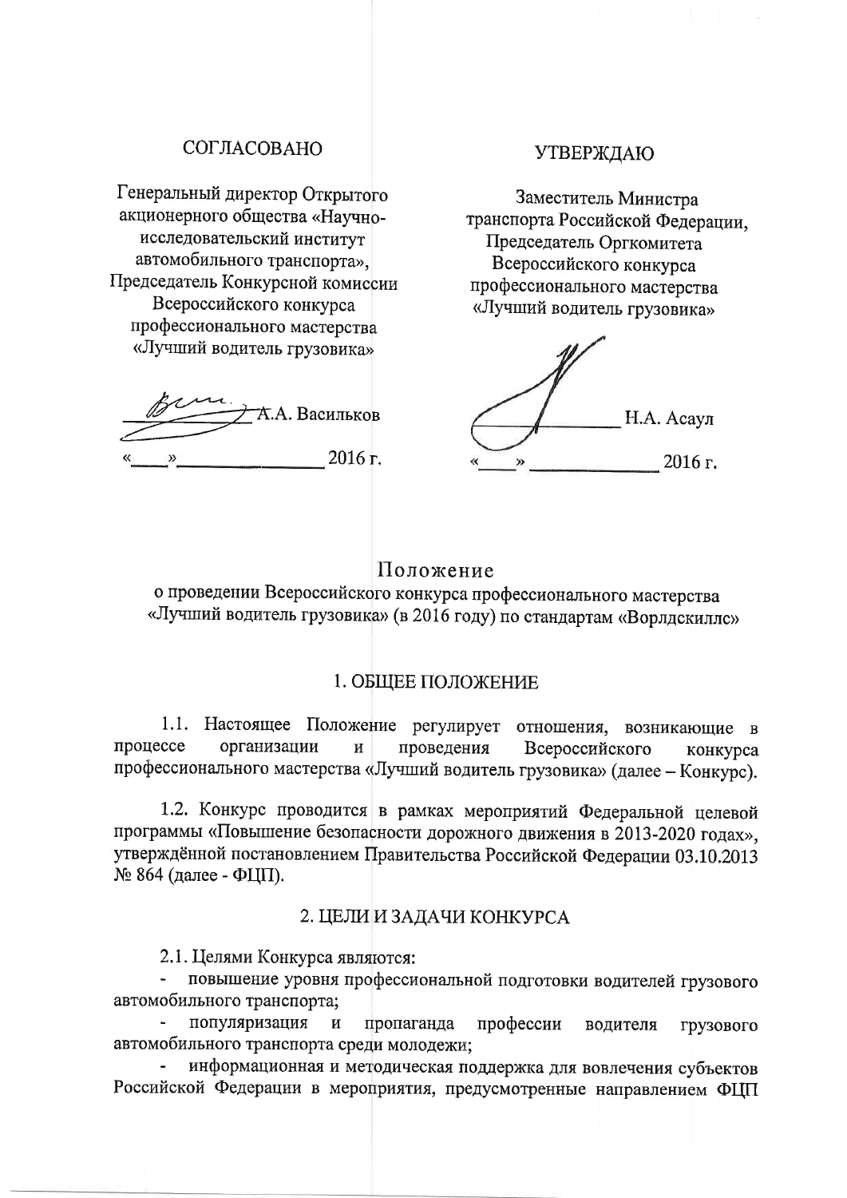СОГЛАСОВАНО

Генеральный директор Открытого акционерного общества «Научно-исследовательский институт автомобильного транспорта», Председатель Конкурсной комиссии Всероссийского конкурса профессионального мастерства «Лучший водитель грузовика»

_____________ А.А. Васильков

«____»_______________ 2016 г.

УТВЕРЖДАЮ

Заместитель Министра транспорта Российской Федерации, Председатель Оргкомитета Всероссийского конкурса профессионального мастерства «Лучший водитель грузовика»

_____________ Н.А. Асаул

«____»_______________ 2016 г.

# Положение

о проведении Всероссийского конкурса профессионального мастерства «Лучший водитель грузовика» (в 2016 году) по стандартам «Ворлдскиллс»

## 1. ОБЩЕЕ ПОЛОЖЕНИЕ

1.1. Настоящее Положение регулирует отношения, возникающие в процессе организации и проведения Всероссийского конкурса профессионального мастерства «Лучший водитель грузовика» (далее – Конкурс).

1.2. Конкурс проводится в рамках мероприятий Федеральной целевой программы «Повышение безопасности дорожного движения в 2013-2020 годах», утверждённой постановлением Правительства Российской Федерации 03.10.2013 № 864 (далее - ФЦП).

## 2. ЦЕЛИ И ЗАДАЧИ КОНКУРСА

2.1. Целями Конкурса являются:

- повышение уровня профессиональной подготовки водителей грузового автомобильного транспорта;
- популяризация и пропаганда профессии водителя грузового автомобильного транспорта среди молодежи;
- информационная и методическая поддержка для вовлечения субъектов Российской Федерации в мероприятия, предусмотренные направлением ФЦП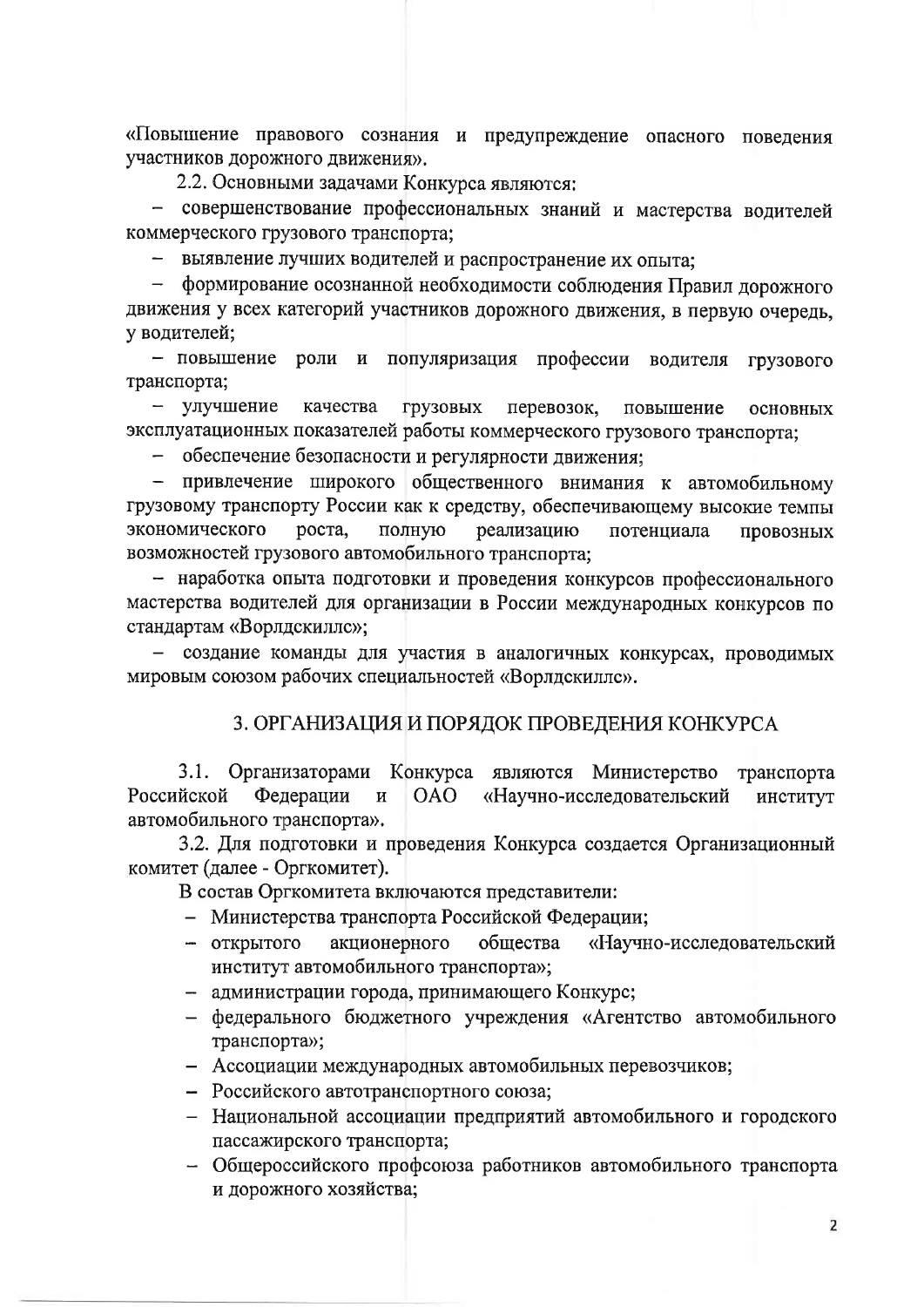«Повышение правового сознания и предупреждение опасного поведения участников дорожного движения».

2.2. Основными задачами Конкурса являются:

- совершенствование профессиональных знаний и мастерства водителей коммерческого грузового транспорта;
- выявление лучших водителей и распространение их опыта;
- формирование осознанной необходимости соблюдения Правил дорожного движения у всех категорий участников дорожного движения, в первую очередь, у водителей;
- повышение роли и популяризация профессии водителя грузового транспорта;
- улучшение качества грузовых перевозок, повышение основных эксплуатационных показателей работы коммерческого грузового транспорта;
- обеспечение безопасности и регулярности движения;
- привлечение широкого общественного внимания к автомобильному грузовому транспорту России как к средству, обеспечивающему высокие темпы экономического роста, полную реализацию потенциала провозных возможностей грузового автомобильного транспорта;
- наработка опыта подготовки и проведения конкурсов профессионального мастерства водителей для организации в России международных конкурсов по стандартам «Ворлдскиллс»;
- создание команды для участия в аналогичных конкурсах, проводимых мировым союзом рабочих специальностей «Ворлдскиллс».

## 3. ОРГАНИЗАЦИЯ И ПОРЯДОК ПРОВЕДЕНИЯ КОНКУРСА

3.1. Организаторами Конкурса являются Министерство транспорта Российской Федерации и ОАО «Научно-исследовательский институт автомобильного транспорта».

3.2. Для подготовки и проведения Конкурса создается Организационный комитет (далее - Оргкомитет).

В состав Оргкомитета включаются представители:

- Министерства транспорта Российской Федерации;
- открытого акционерного общества «Научно-исследовательский институт автомобильного транспорта»;
- администрации города, принимающего Конкурс;
- федерального бюджетного учреждения «Агентство автомобильного транспорта»;
- Ассоциации международных автомобильных перевозчиков;
- Российского автотранспортного союза;
- Национальной ассоциации предприятий автомобильного и городского пассажирского транспорта;
- Общероссийского профсоюза работников автомобильного транспорта и дорожного хозяйства;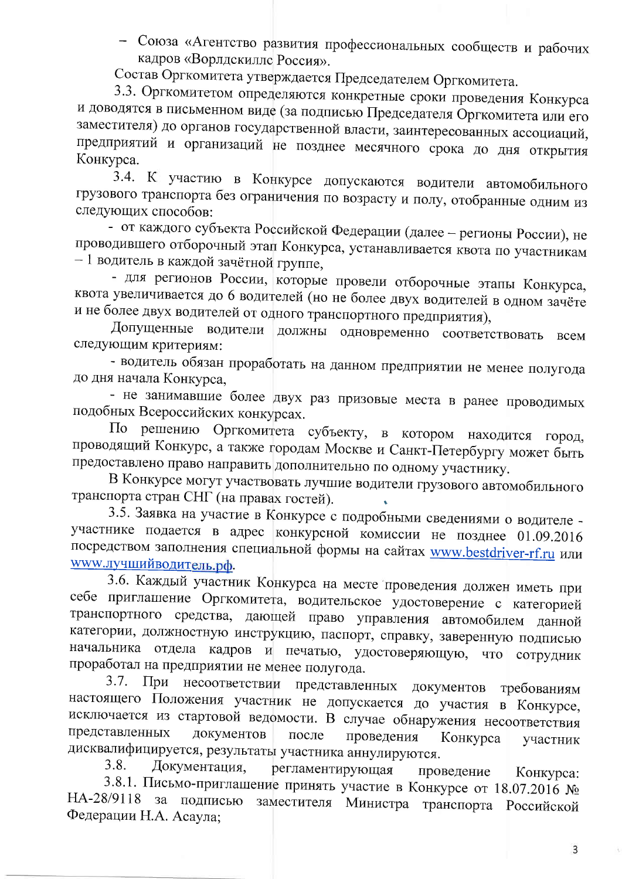- Союза «Агентство развития профессиональных сообществ и рабочих кадров «Ворлдскиллс Россия».

Состав Оргкомитета утверждается Председателем Оргкомитета.

3.3. Оргкомитетом определяются конкретные сроки проведения Конкурса и доводятся в письменном виде (за подписью Председателя Оргкомитета или его заместителя) до органов государственной власти, заинтересованных ассоциаций, предприятий и организаций не позднее месячного срока до дня открытия Конкурса.

3.4. К участию в Конкурсе допускаются водители автомобильного грузового транспорта без ограничения по возрасту и полу, отобранные одним из следующих способов:

- от каждого субъекта Российской Федерации (далее – регионы России), не проводившего отборочный этап Конкурса, устанавливается квота по участникам – 1 водитель в каждой зачётной группе,
- для регионов России, которые провели отборочные этапы Конкурса, квота увеличивается до 6 водителей (но не более двух водителей в одном зачёте и не более двух водителей от одного транспортного предприятия),

Допущенные водители должны одновременно соответствовать всем следующим критериям:

- водитель обязан проработать на данном предприятии не менее полугода до дня начала Конкурса,
- не занимавшие более двух раз призовые места в ранее проводимых подобных Всероссийских конкурсах.

По решению Оргкомитета субъекту, в котором находится город, проводящий Конкурс, а также городам Москве и Санкт-Петербургу может быть предоставлено право направить дополнительно по одному участнику.

В Конкурсе могут участвовать лучшие водители грузового автомобильного транспорта стран СНГ (на правах гостей).

3.5. Заявка на участие в Конкурсе с подробными сведениями о водителе - участнике подается в адрес конкурсной комиссии не позднее 01.09.2016 посредством заполнения специальной формы на сайтах www.bestdriver-rf.ru или www.лучшийводитель.рф.

3.6. Каждый участник Конкурса на месте проведения должен иметь при себе приглашение Оргкомитета, водительское удостоверение с категорией транспортного средства, дающей право управления автомобилем данной категории, должностную инструкцию, паспорт, справку, заверенную подписью начальника отдела кадров и печатью, удостоверяющую, что сотрудник проработал на предприятии не менее полугода.

3.7. При несоответствии представленных документов требованиям настоящего Положения участник не допускается до участия в Конкурсе, исключается из стартовой ведомости. В случае обнаружения несоответствия представленных документов после проведения Конкурса участник дисквалифицируется, результаты участника аннулируются.

3.8. Документация, регламентирующая проведение Конкурса:

3.8.1. Письмо-приглашение принять участие в Конкурсе от 18.07.2016 № НА-28/9118 за подписью заместителя Министра транспорта Российской Федерации Н.А. Асаула;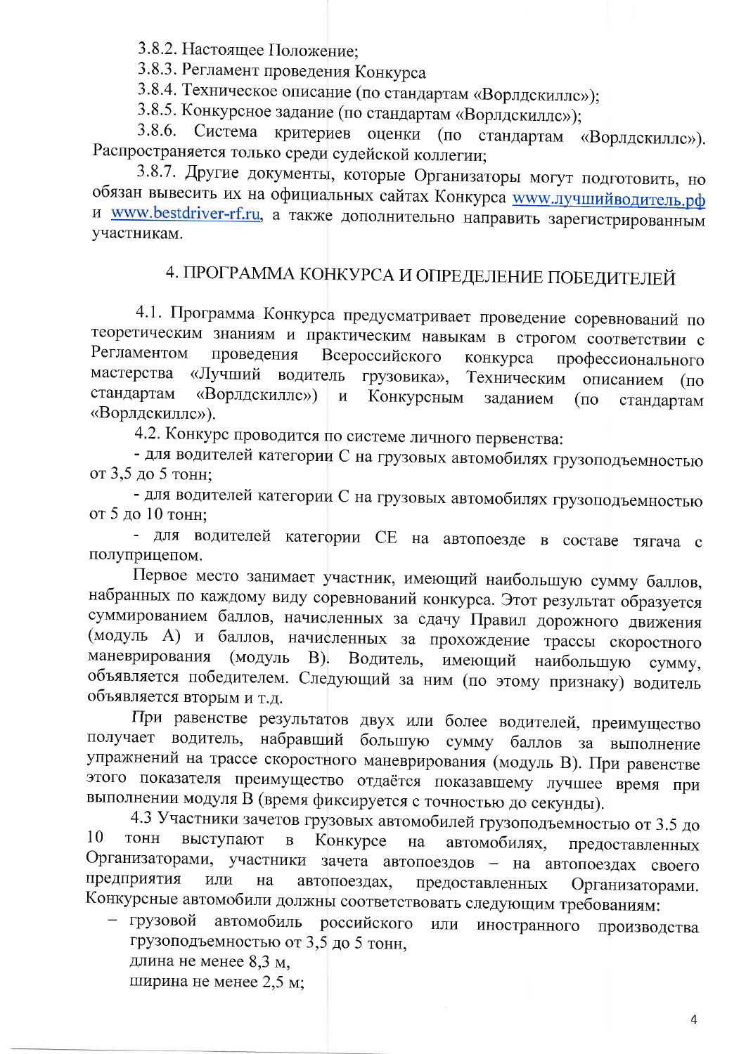3.8.2. Настоящее Положение;

3.8.3. Регламент проведения Конкурса

3.8.4. Техническое описание (по стандартам «Ворлдскиллс»);

3.8.5. Конкурсное задание (по стандартам «Ворлдскиллс»);

3.8.6. Система критериев оценки (по стандартам «Ворлдскиллс»). Распространяется только среди судейской коллегии;

3.8.7. Другие документы, которые Организаторы могут подготовить, но обязан вывесить их на официальных сайтах Конкурса www.лучшийводитель.рф и www.bestdriver-rf.ru, а также дополнительно направить зарегистрированным участникам.

## 4. ПРОГРАММА КОНКУРСА И ОПРЕДЕЛЕНИЕ ПОБЕДИТЕЛЕЙ

4.1. Программа Конкурса предусматривает проведение соревнований по теоретическим знаниям и практическим навыкам в строгом соответствии с Регламентом проведения Всероссийского конкурса профессионального мастерства «Лучший водитель грузовика», Техническим описанием (по стандартам «Ворлдскиллс») и Конкурсным заданием (по стандартам «Ворлдскиллс»).

4.2. Конкурс проводится по системе личного первенства:

- для водителей категории С на грузовых автомобилях грузоподъемностью от 3,5 до 5 тонн;
- для водителей категории С на грузовых автомобилях грузоподъемностью от 5 до 10 тонн;
- для водителей категории СЕ на автопоезде в составе тягача с полуприцепом.

Первое место занимает участник, имеющий наибольшую сумму баллов, набранных по каждому виду соревнований конкурса. Этот результат образуется суммированием баллов, начисленных за сдачу Правил дорожного движения (модуль А) и баллов, начисленных за прохождение трассы скоростного маневрирования (модуль В). Водитель, имеющий наибольшую сумму, объявляется победителем. Следующий за ним (по этому признаку) водитель объявляется вторым и т.д.

При равенстве результатов двух или более водителей, преимущество получает водитель, набравший большую сумму баллов за выполнение упражнений на трассе скоростного маневрирования (модуль В). При равенстве этого показателя преимущество отдаётся показавшему лучшее время при выполнении модуля В (время фиксируется с точностью до секунды).

4.3 Участники зачетов грузовых автомобилей грузоподъемностью от 3.5 до 10 тонн выступают в Конкурсе на автомобилях, предоставленных Организаторами, участники зачета автопоездов – на автопоездах своего предприятия или на автопоездах, предоставленных Организаторами. Конкурсные автомобили должны соответствовать следующим требованиям:

- грузовой автомобиль российского или иностранного производства грузоподъемностью от 3,5 до 5 тонн,
  длина не менее 8,3 м,
  ширина не менее 2,5 м;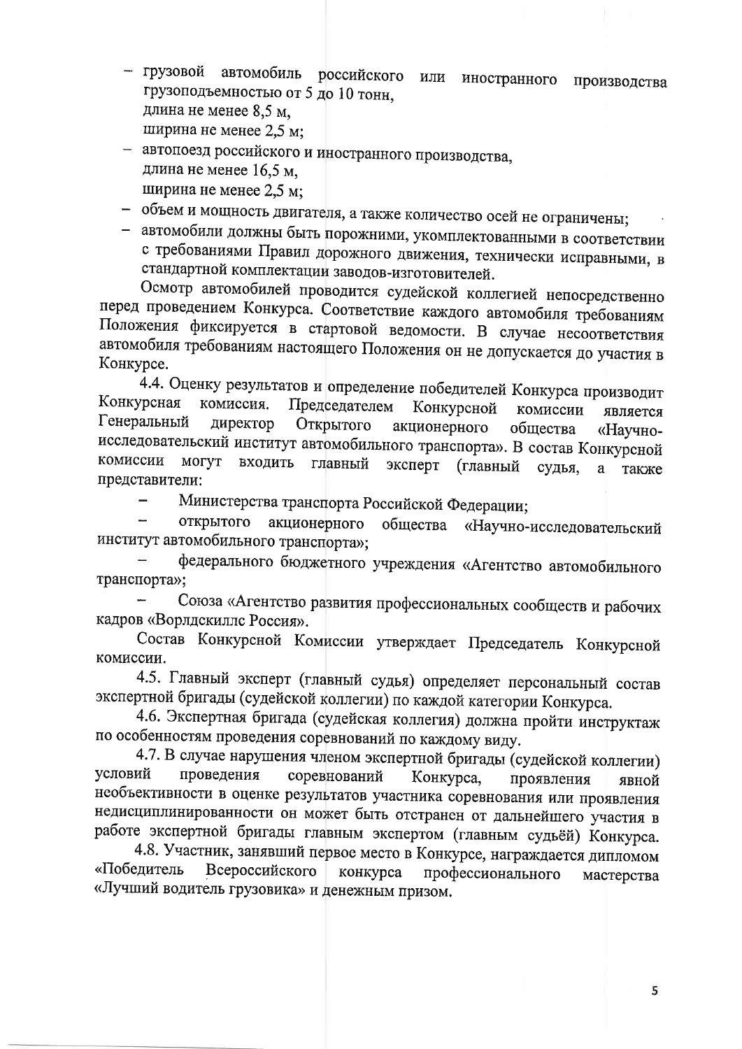- грузовой автомобиль российского или иностранного производства грузоподъемностью от 5 до 10 тонн,
  длина не менее 8,5 м,
  ширина не менее 2,5 м;
- автопоезд российского и иностранного производства,
  длина не менее 16,5 м,
  ширина не менее 2,5 м;
- объем и мощность двигателя, а также количество осей не ограничены;
- автомобили должны быть порожними, укомплектованными в соответствии с требованиями Правил дорожного движения, технически исправными, в стандартной комплектации заводов-изготовителей.

Осмотр автомобилей проводится судейской коллегией непосредственно перед проведением Конкурса. Соответствие каждого автомобиля требованиям Положения фиксируется в стартовой ведомости. В случае несоответствия автомобиля требованиям настоящего Положения он не допускается до участия в Конкурсе.

4.4. Оценку результатов и определение победителей Конкурса производит Конкурсная комиссия. Председателем Конкурсной комиссии является Генеральный директор Открытого акционерного общества «Научно-исследовательский институт автомобильного транспорта». В состав Конкурсной комиссии могут входить главный эксперт (главный судья, а также представители:

- Министерства транспорта Российской Федерации;
- открытого акционерного общества «Научно-исследовательский институт автомобильного транспорта»;
- федерального бюджетного учреждения «Агентство автомобильного транспорта»;
- Союза «Агентство развития профессиональных сообществ и рабочих кадров «Ворлдскиллс Россия».

Состав Конкурсной Комиссии утверждает Председатель Конкурсной комиссии.

4.5. Главный эксперт (главный судья) определяет персональный состав экспертной бригады (судейской коллегии) по каждой категории Конкурса.

4.6. Экспертная бригада (судейская коллегия) должна пройти инструктаж по особенностям проведения соревнований по каждому виду.

4.7. В случае нарушения членом экспертной бригады (судейской коллегии) условий проведения соревнований Конкурса, проявления явной необъективности в оценке результатов участника соревнования или проявления недисциплинированности он может быть отстранен от дальнейшего участия в работе экспертной бригады главным экспертом (главным судьёй) Конкурса.

4.8. Участник, занявший первое место в Конкурсе, награждается дипломом «Победитель Всероссийского конкурса профессионального мастерства «Лучший водитель грузовика» и денежным призом.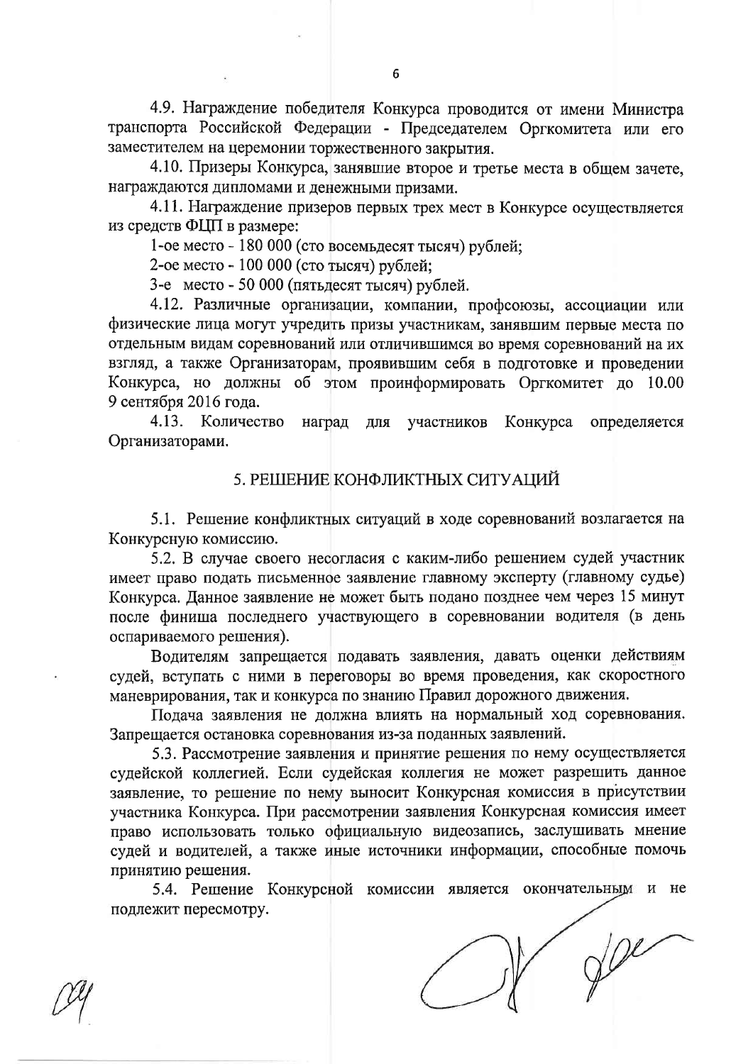4.9. Награждение победителя Конкурса проводится от имени Министра транспорта Российской Федерации - Председателем Оргкомитета или его заместителем на церемонии торжественного закрытия.

4.10. Призеры Конкурса, занявшие второе и третье места в общем зачете, награждаются дипломами и денежными призами.

4.11. Награждение призеров первых трех мест в Конкурсе осуществляется из средств ФЦП в размере:

1-ое место - 180 000 (сто восемьдесят тысяч) рублей;

2-ое место - 100 000 (сто тысяч) рублей;

3-е место - 50 000 (пятьдесят тысяч) рублей.

4.12. Различные организации, компании, профсоюзы, ассоциации или физические лица могут учредить призы участникам, занявшим первые места по отдельным видам соревнований или отличившимся во время соревнований на их взгляд, а также Организаторам, проявившим себя в подготовке и проведении Конкурса, но должны об этом проинформировать Оргкомитет до 10.00 9 сентября 2016 года.

4.13. Количество наград для участников Конкурса определяется Организаторами.

## 5. РЕШЕНИЕ КОНФЛИКТНЫХ СИТУАЦИЙ

5.1. Решение конфликтных ситуаций в ходе соревнований возлагается на Конкурсную комиссию.

5.2. В случае своего несогласия с каким-либо решением судей участник имеет право подать письменное заявление главному эксперту (главному судье) Конкурса. Данное заявление не может быть подано позднее чем через 15 минут после финиша последнего участвующего в соревновании водителя (в день оспариваемого решения).

Водителям запрещается подавать заявления, давать оценки действиям судей, вступать с ними в переговоры во время проведения, как скоростного маневрирования, так и конкурса по знанию Правил дорожного движения.

Подача заявления не должна влиять на нормальный ход соревнования. Запрещается остановка соревнования из-за поданных заявлений.

5.3. Рассмотрение заявления и принятие решения по нему осуществляется судейской коллегией. Если судейская коллегия не может разрешить данное заявление, то решение по нему выносит Конкурсная комиссия в присутствии участника Конкурса. При рассмотрении заявления Конкурсная комиссия имеет право использовать только официальную видеозапись, заслушивать мнение судей и водителей, а также иные источники информации, способные помочь принятию решения.

5.4. Решение Конкурсной комиссии является окончательным и не подлежит пересмотру.